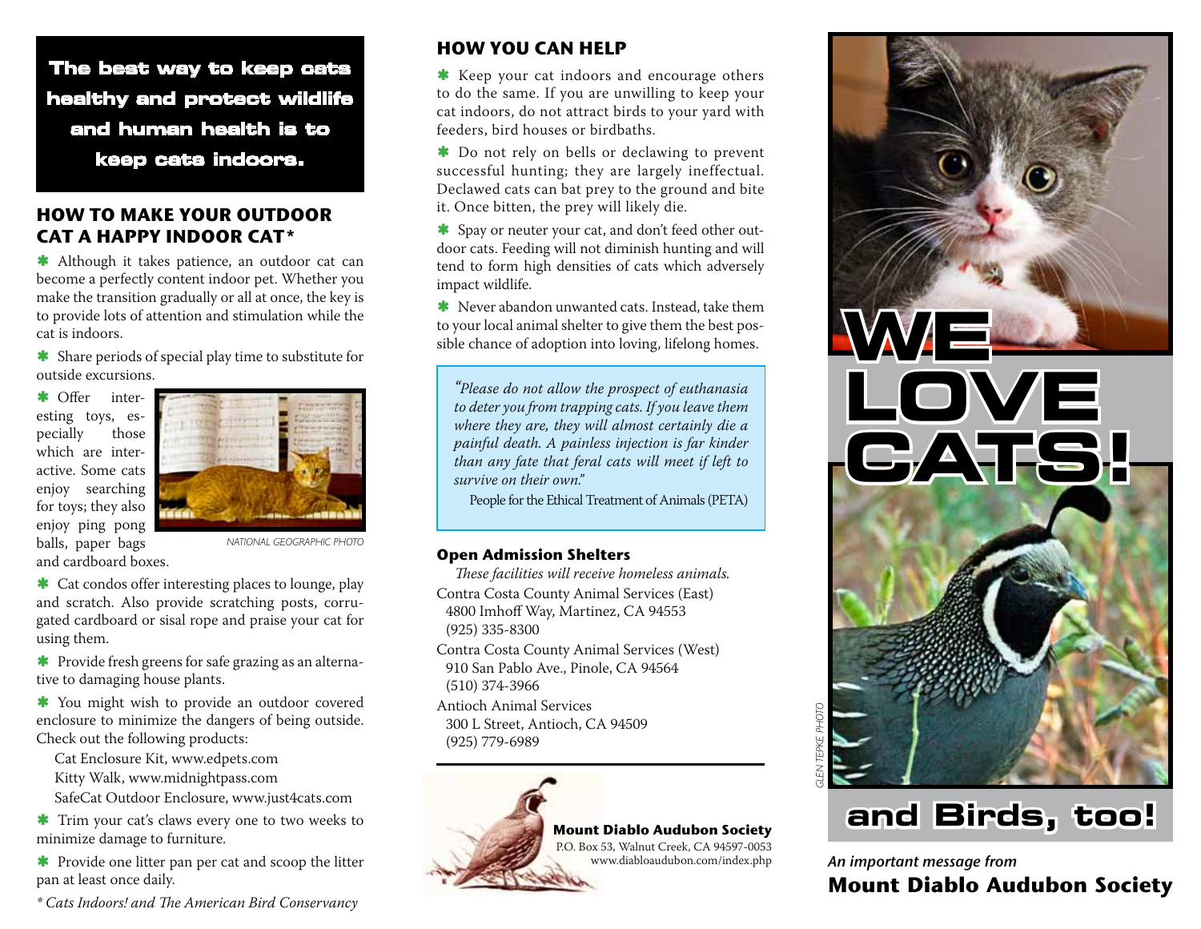**The best way to keep cats healthy and protect wildlife and human health is to keep cats indoors.**

## HOW TO MAKE YOUR OUTDOOR CAT A HAPPY INDOOR CAT*

✱ Although it takes patience, an outdoor cat can become a perfectly content indoor pet. Whether you make the transition gradually or all at once, the key is to provide lots of attention and stimulation while the cat is indoors.

✱ Share periods of special play time to substitute for outside excursions.

✱ Offer interesting toys, especially those which are interactive. Some cats enjoy searching for toys; they also enjoy ping pong balls, paper bags and cardboard boxes.

NATIONAL GEOGRAPHIC PHOTO

✱ Cat condos offer interesting places to lounge, play and scratch. Also provide scratching posts, corrugated cardboard or sisal rope and praise your cat for using them.

✱ Provide fresh greens for safe grazing as an alternative to damaging house plants.

✱ You might wish to provide an outdoor covered enclosure to minimize the dangers of being outside. Check out the following products:

Cat Enclosure Kit, www.edpets.com
Kitty Walk, www.midnightpass.com
SafeCat Outdoor Enclosure, www.just4cats.com

✱ Trim your cat's claws every one to two weeks to minimize damage to furniture.

✱ Provide one litter pan per cat and scoop the litter pan at least once daily.

*\* Cats Indoors! and The American Bird Conservancy*

## HOW YOU CAN HELP

✱ Keep your cat indoors and encourage others to do the same. If you are unwilling to keep your cat indoors, do not attract birds to your yard with feeders, bird houses or birdbaths.

✱ Do not rely on bells or declawing to prevent successful hunting; they are largely ineffectual. Declawed cats can bat prey to the ground and bite it. Once bitten, the prey will likely die.

✱ Spay or neuter your cat, and don't feed other outdoor cats. Feeding will not diminish hunting and will tend to form high densities of cats which adversely impact wildlife.

✱ Never abandon unwanted cats. Instead, take them to your local animal shelter to give them the best possible chance of adoption into loving, lifelong homes.

> *"Please do not allow the prospect of euthanasia to deter you from trapping cats. If you leave them where they are, they will almost certainly die a painful death. A painless injection is far kinder than any fate that feral cats will meet if left to survive on their own."*
>
> People for the Ethical Treatment of Animals (PETA)

### Open Admission Shelters

*These facilities will receive homeless animals.*

Contra Costa County Animal Services (East)
4800 Imhoff Way, Martinez, CA 94553
(925) 335-8300

Contra Costa County Animal Services (West)
910 San Pablo Ave., Pinole, CA 94564
(510) 374-3966

Antioch Animal Services
300 L Street, Antioch, CA 94509
(925) 779-6989

**Mount Diablo Audubon Society**
P.O. Box 53, Walnut Creek, CA 94597-0053
www.diabloaudubon.com/index.php

# WE LOVE CATS!

# and Birds, too!

GLEN TEPKE PHOTO

*An important message from*
**Mount Diablo Audubon Society**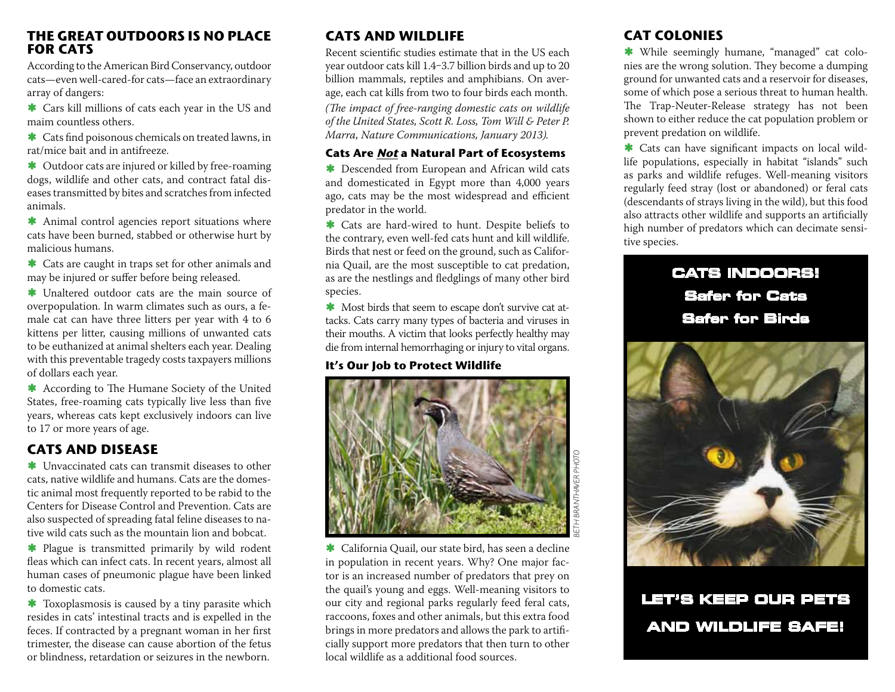## THE GREAT OUTDOORS IS NO PLACE FOR CATS

According to the American Bird Conservancy, outdoor cats—even well-cared-for cats—face an extraordinary array of dangers:

- Cars kill millions of cats each year in the US and maim countless others.
- Cats find poisonous chemicals on treated lawns, in rat/mice bait and in antifreeze.
- Outdoor cats are injured or killed by free-roaming dogs, wildlife and other cats, and contract fatal diseases transmitted by bites and scratches from infected animals.
- Animal control agencies report situations where cats have been burned, stabbed or otherwise hurt by malicious humans.
- Cats are caught in traps set for other animals and may be injured or suffer before being released.
- Unaltered outdoor cats are the main source of overpopulation. In warm climates such as ours, a female cat can have three litters per year with 4 to 6 kittens per litter, causing millions of unwanted cats to be euthanized at animal shelters each year. Dealing with this preventable tragedy costs taxpayers millions of dollars each year.
- According to The Humane Society of the United States, free-roaming cats typically live less than five years, whereas cats kept exclusively indoors can live to 17 or more years of age.

## CATS AND DISEASE

- Unvaccinated cats can transmit diseases to other cats, native wildlife and humans. Cats are the domestic animal most frequently reported to be rabid to the Centers for Disease Control and Prevention. Cats are also suspected of spreading fatal feline diseases to native wild cats such as the mountain lion and bobcat.
- Plague is transmitted primarily by wild rodent fleas which can infect cats. In recent years, almost all human cases of pneumonic plague have been linked to domestic cats.
- Toxoplasmosis is caused by a tiny parasite which resides in cats' intestinal tracts and is expelled in the feces. If contracted by a pregnant woman in her first trimester, the disease can cause abortion of the fetus or blindness, retardation or seizures in the newborn.

## CATS AND WILDLIFE

Recent scientific studies estimate that in the US each year outdoor cats kill 1.4–3.7 billion birds and up to 20 billion mammals, reptiles and amphibians. On average, each cat kills from two to four birds each month.

*(The impact of free-ranging domestic cats on wildlife of the United States, Scott R. Loss, Tom Will & Peter P. Marra, Nature Communications, January 2013).*

### Cats Are *Not* a Natural Part of Ecosystems

- Descended from European and African wild cats and domesticated in Egypt more than 4,000 years ago, cats may be the most widespread and efficient predator in the world.
- Cats are hard-wired to hunt. Despite beliefs to the contrary, even well-fed cats hunt and kill wildlife. Birds that nest or feed on the ground, such as California Quail, are the most susceptible to cat predation, as are the nestlings and fledglings of many other bird species.
- Most birds that seem to escape don't survive cat attacks. Cats carry many types of bacteria and viruses in their mouths. A victim that looks perfectly healthy may die from internal hemorrhaging or injury to vital organs.

### It's Our Job to Protect Wildlife

BETH BRANTHAVER PHOTO

- California Quail, our state bird, has seen a decline in population in recent years. Why? One major factor is an increased number of predators that prey on the quail's young and eggs. Well-meaning visitors to our city and regional parks regularly feed feral cats, raccoons, foxes and other animals, but this extra food brings in more predators and allows the park to artificially support more predators that then turn to other local wildlife as a additional food sources.

## CAT COLONIES

- While seemingly humane, "managed" cat colonies are the wrong solution. They become a dumping ground for unwanted cats and a reservoir for diseases, some of which pose a serious threat to human health. The Trap-Neuter-Release strategy has not been shown to either reduce the cat population problem or prevent predation on wildlife.
- Cats can have significant impacts on local wildlife populations, especially in habitat "islands" such as parks and wildlife refuges. Well-meaning visitors regularly feed stray (lost or abandoned) or feral cats (descendants of strays living in the wild), but this food also attracts other wildlife and supports an artificially high number of predators which can decimate sensitive species.

**CATS INDOORS!**
**Safer for Cats**
**Safer for Birds**

**LET'S KEEP OUR PETS AND WILDLIFE SAFE!**